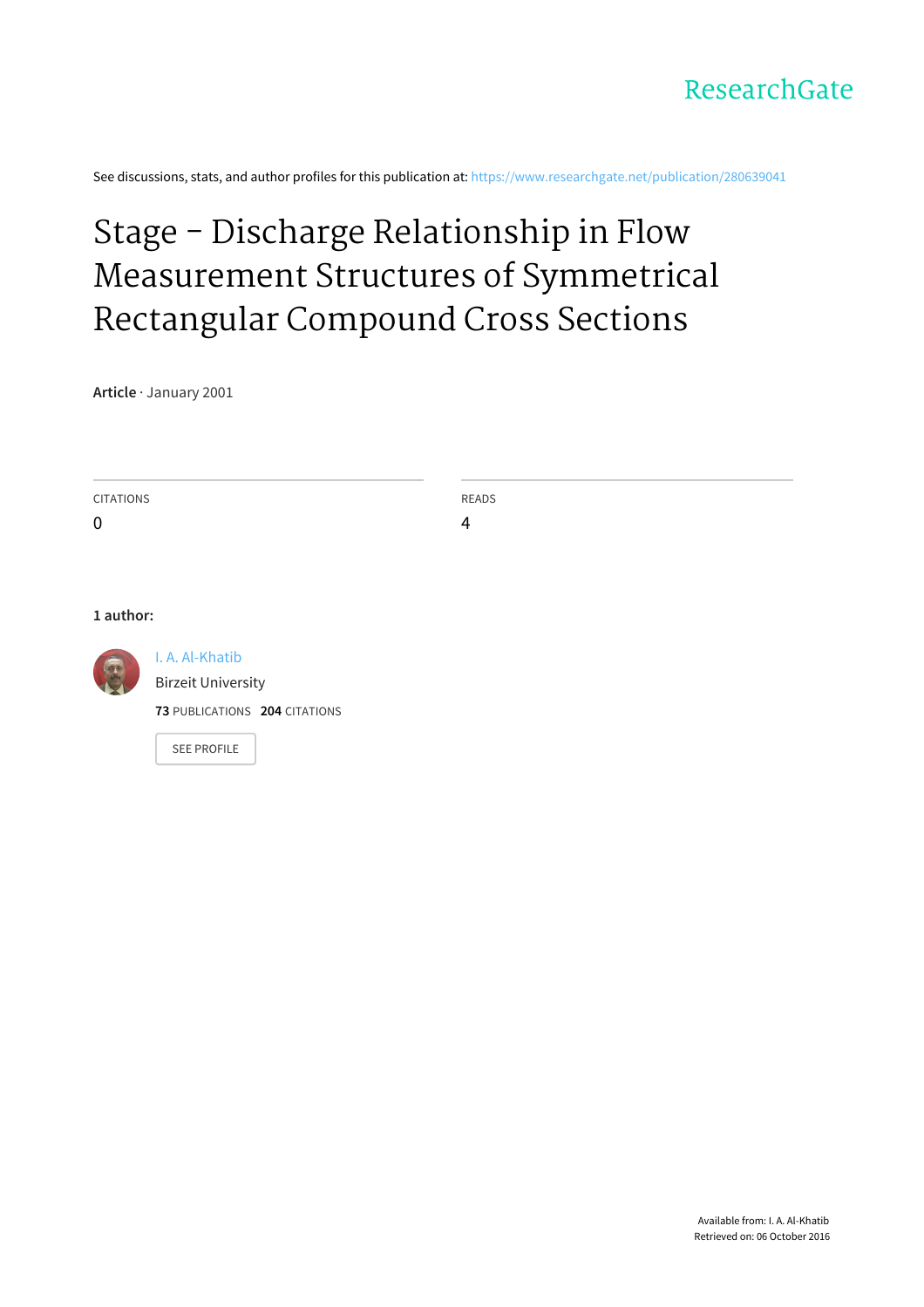ResearchGate

See discussions, stats, and author profiles for this publication at: https://www.researchgate.net/publication/280639041

# Stage – Discharge Relationship in Flow Measurement Structures of Symmetrical Rectangular Compound Cross Sections

**Article** · January 2001

CITATIONS
0

READS
4

**1 author:**

I. A. Al-Khatib
Birzeit University
**73** PUBLICATIONS **204** CITATIONS

SEE PROFILE

Available from: I. A. Al-Khatib
Retrieved on: 06 October 2016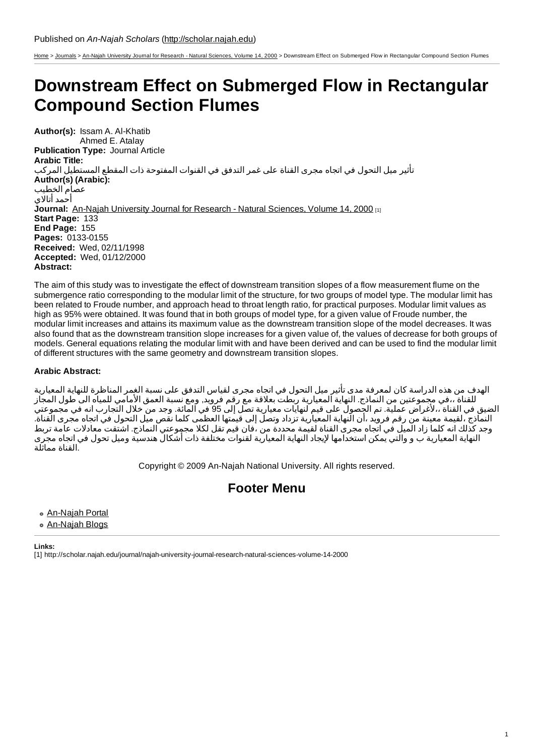Published on *An-Najah Scholars* (http://scholar.najah.edu)

Home > Journals > An-Najah University Journal for Research - Natural Sciences, Volume 14, 2000 > Downstream Effect on Submerged Flow in Rectangular Compound Section Flumes

# Downstream Effect on Submerged Flow in Rectangular Compound Section Flumes

**Author(s):** Issam A. Al-Khatib
Ahmed E. Atalay
**Publication Type:** Journal Article
**Arabic Title:**
تأثير ميل التحول في اتجاه مجرى القناة على غمر التدفق في القنوات المفتوحة ذات المقطع المستطيل المركب
**Author(s) (Arabic):**
عصام الخطيب
أحمد أتالاي
**Journal:** An-Najah University Journal for Research - Natural Sciences, Volume 14, 2000 [1]
**Start Page:** 133
**End Page:** 155
**Pages:** 0133-0155
**Received:** Wed, 02/11/1998
**Accepted:** Wed, 01/12/2000
**Abstract:**

The aim of this study was to investigate the effect of downstream transition slopes of a flow measurement flume on the submergence ratio corresponding to the modular limit of the structure, for two groups of model type. The modular limit has been related to Froude number, and approach head to throat length ratio, for practical purposes. Modular limit values as high as 95% were obtained. It was found that in both groups of model type, for a given value of Froude number, the modular limit increases and attains its maximum value as the downstream transition slope of the model decreases. It was also found that as the downstream transition slope increases for a given value of, the values of decrease for both groups of models. General equations relating the modular limit with and have been derived and can be used to find the modular limit of different structures with the same geometry and downstream transition slopes.

**Arabic Abstract:**

الهدف من هذه الدراسة كان لمعرفة مدى تأثير ميل التحول في اتجاه مجرى لقياس التدفق على نسبة الغمر المناظرة للنهاية المعيارية للقناة ،،في مجموعتين من النماذج. النهاية المعيارية ربطت بعلاقة مع رقم فرويد, ومع نسبة العمق الأمامي للمياه الى طول المجاز الضيق في القناة ،،لأغراض عملية. تم الحصول على قيم لنهايات معيارية تصل إلى 95 في المائة. وجد من خلال التجارب انه في مجموعتي النماذج ،لقيمة معينة من رقم فرويد ،أن النهاية المعيارية تزداد وتصل إلى قيمتها العظمى كلما نقص ميل التحول في اتجاه مجرى القناة. وجد كذلك انه كلما زاد الميل في اتجاه مجرى القناة لقيمة محددة من ،فان قيم تقل لكلا مجموعتي النماذج. اشتقت معادلات عامة تربط النهاية المعيارية ب و والتي يمكن استخدامها لإيجاد النهاية المعيارية لقنوات مختلفة ذات أشكال هندسية وميل تحول في اتجاه مجرى القناة مماثلة.

Copyright © 2009 An-Najah National University. All rights reserved.

## Footer Menu

- An-Najah Portal
- An-Najah Blogs

**Links:**
[1] http://scholar.najah.edu/journal/najah-university-journal-research-natural-sciences-volume-14-2000